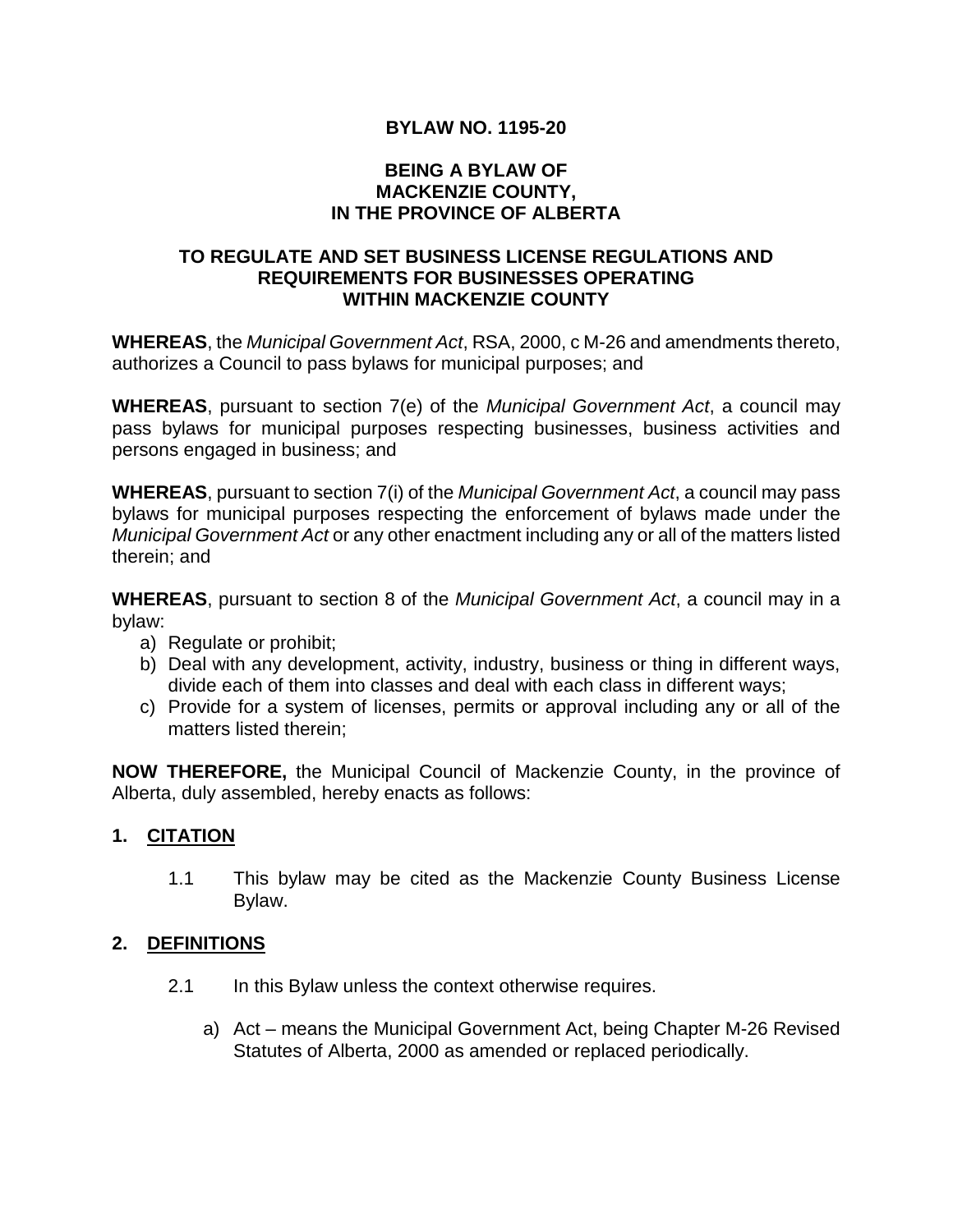**BYLAW NO. 1195-20**

**BEING A BYLAW OF MACKENZIE COUNTY, IN THE PROVINCE OF ALBERTA**

**TO REGULATE AND SET BUSINESS LICENSE REGULATIONS AND REQUIREMENTS FOR BUSINESSES OPERATING WITHIN MACKENZIE COUNTY**

**WHEREAS**, the *Municipal Government Act*, RSA, 2000, c M-26 and amendments thereto, authorizes a Council to pass bylaws for municipal purposes; and

**WHEREAS**, pursuant to section 7(e) of the *Municipal Government Act*, a council may pass bylaws for municipal purposes respecting businesses, business activities and persons engaged in business; and

**WHEREAS**, pursuant to section 7(i) of the *Municipal Government Act*, a council may pass bylaws for municipal purposes respecting the enforcement of bylaws made under the *Municipal Government Act* or any other enactment including any or all of the matters listed therein; and

**WHEREAS**, pursuant to section 8 of the *Municipal Government Act*, a council may in a bylaw:

a) Regulate or prohibit;
b) Deal with any development, activity, industry, business or thing in different ways, divide each of them into classes and deal with each class in different ways;
c) Provide for a system of licenses, permits or approval including any or all of the matters listed therein;

**NOW THEREFORE,** the Municipal Council of Mackenzie County, in the province of Alberta, duly assembled, hereby enacts as follows:

## 1. CITATION

1.1 This bylaw may be cited as the Mackenzie County Business License Bylaw.

## 2. DEFINITIONS

2.1 In this Bylaw unless the context otherwise requires.

a) Act – means the Municipal Government Act, being Chapter M-26 Revised Statutes of Alberta, 2000 as amended or replaced periodically.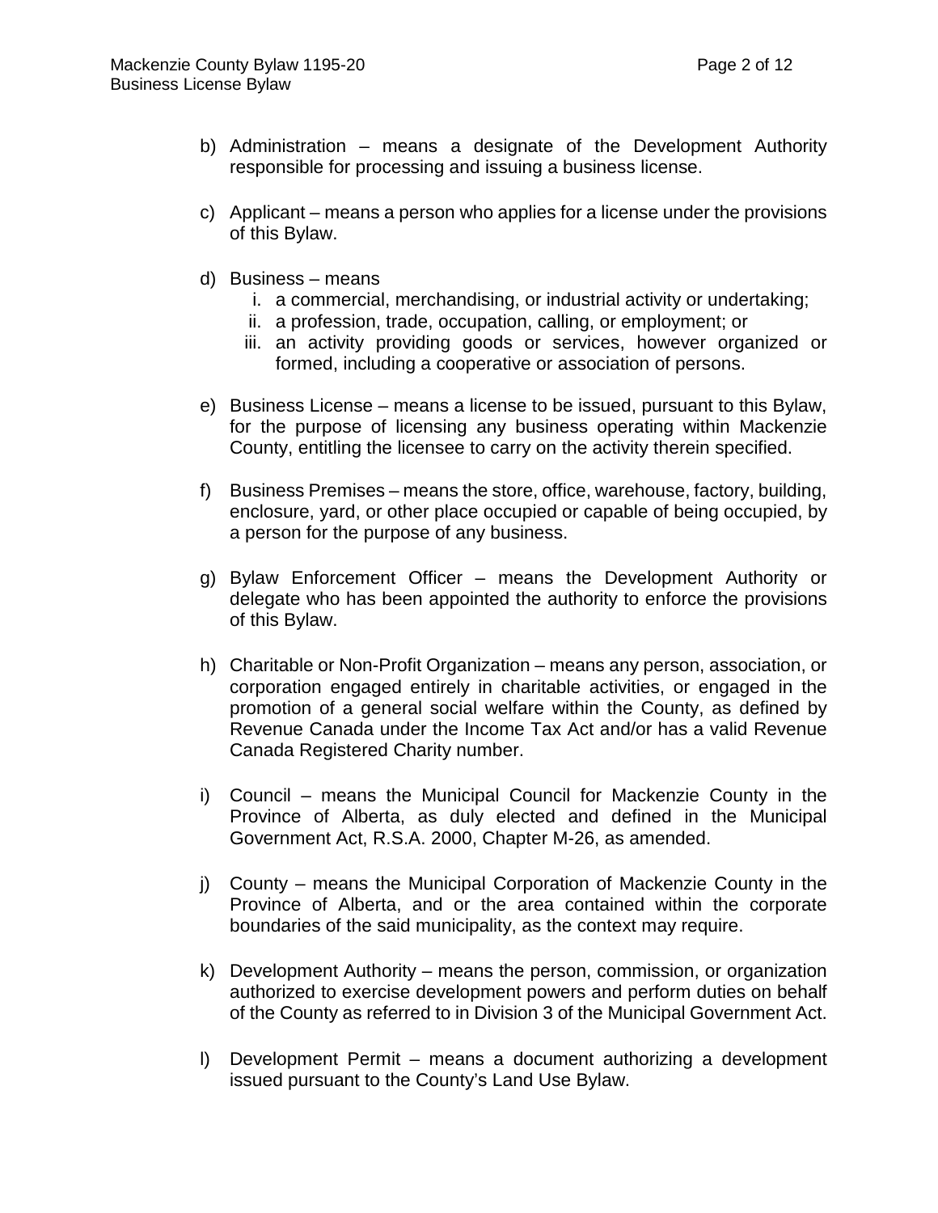b) Administration – means a designate of the Development Authority responsible for processing and issuing a business license.

c) Applicant – means a person who applies for a license under the provisions of this Bylaw.

d) Business – means
   i. a commercial, merchandising, or industrial activity or undertaking;
   ii. a profession, trade, occupation, calling, or employment; or
   iii. an activity providing goods or services, however organized or formed, including a cooperative or association of persons.

e) Business License – means a license to be issued, pursuant to this Bylaw, for the purpose of licensing any business operating within Mackenzie County, entitling the licensee to carry on the activity therein specified.

f) Business Premises – means the store, office, warehouse, factory, building, enclosure, yard, or other place occupied or capable of being occupied, by a person for the purpose of any business.

g) Bylaw Enforcement Officer – means the Development Authority or delegate who has been appointed the authority to enforce the provisions of this Bylaw.

h) Charitable or Non-Profit Organization – means any person, association, or corporation engaged entirely in charitable activities, or engaged in the promotion of a general social welfare within the County, as defined by Revenue Canada under the Income Tax Act and/or has a valid Revenue Canada Registered Charity number.

i) Council – means the Municipal Council for Mackenzie County in the Province of Alberta, as duly elected and defined in the Municipal Government Act, R.S.A. 2000, Chapter M-26, as amended.

j) County – means the Municipal Corporation of Mackenzie County in the Province of Alberta, and or the area contained within the corporate boundaries of the said municipality, as the context may require.

k) Development Authority – means the person, commission, or organization authorized to exercise development powers and perform duties on behalf of the County as referred to in Division 3 of the Municipal Government Act.

l) Development Permit – means a document authorizing a development issued pursuant to the County's Land Use Bylaw.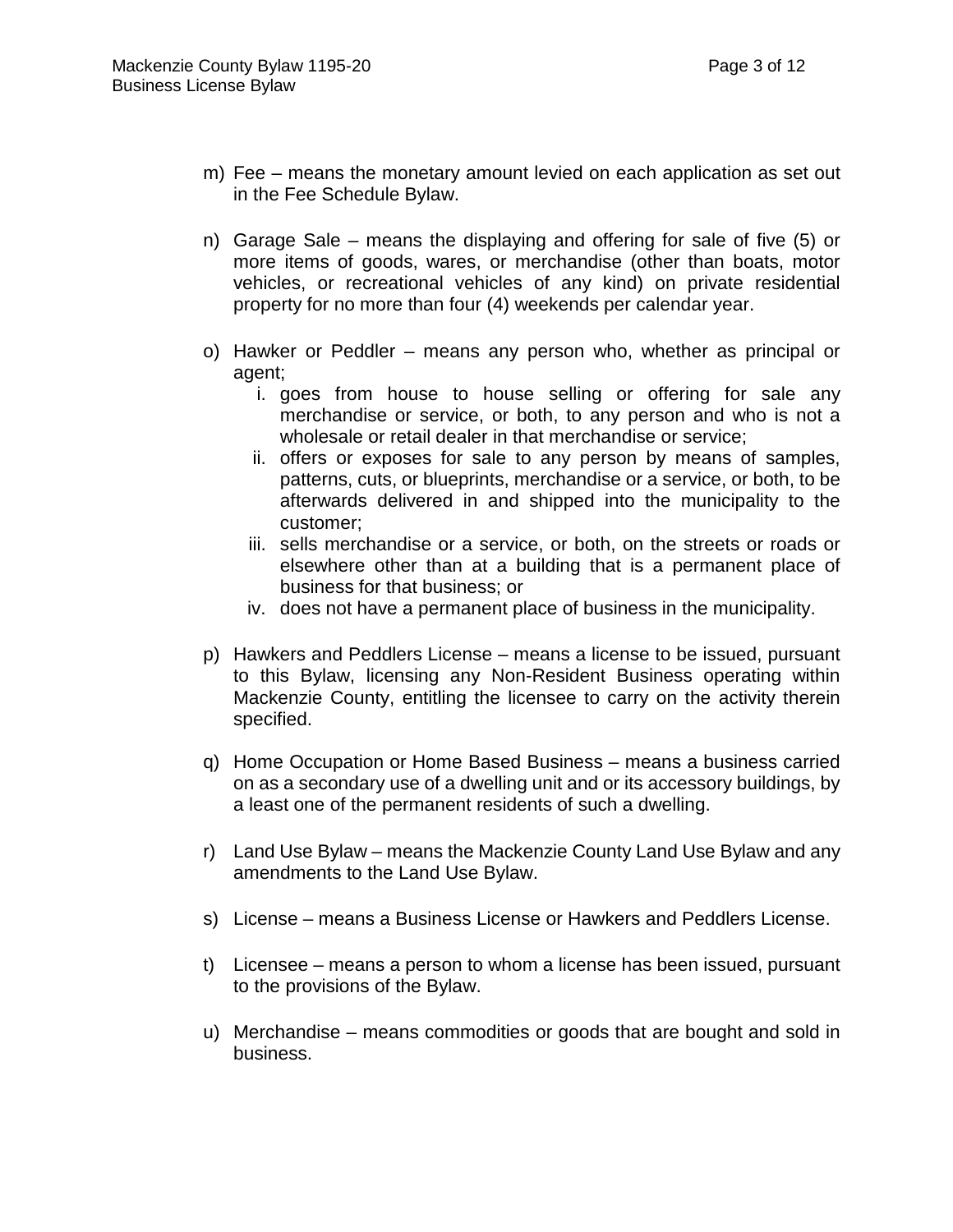m) Fee – means the monetary amount levied on each application as set out in the Fee Schedule Bylaw.

n) Garage Sale – means the displaying and offering for sale of five (5) or more items of goods, wares, or merchandise (other than boats, motor vehicles, or recreational vehicles of any kind) on private residential property for no more than four (4) weekends per calendar year.

o) Hawker or Peddler – means any person who, whether as principal or agent;
   i. goes from house to house selling or offering for sale any merchandise or service, or both, to any person and who is not a wholesale or retail dealer in that merchandise or service;
   ii. offers or exposes for sale to any person by means of samples, patterns, cuts, or blueprints, merchandise or a service, or both, to be afterwards delivered in and shipped into the municipality to the customer;
   iii. sells merchandise or a service, or both, on the streets or roads or elsewhere other than at a building that is a permanent place of business for that business; or
   iv. does not have a permanent place of business in the municipality.

p) Hawkers and Peddlers License – means a license to be issued, pursuant to this Bylaw, licensing any Non-Resident Business operating within Mackenzie County, entitling the licensee to carry on the activity therein specified.

q) Home Occupation or Home Based Business – means a business carried on as a secondary use of a dwelling unit and or its accessory buildings, by a least one of the permanent residents of such a dwelling.

r) Land Use Bylaw – means the Mackenzie County Land Use Bylaw and any amendments to the Land Use Bylaw.

s) License – means a Business License or Hawkers and Peddlers License.

t) Licensee – means a person to whom a license has been issued, pursuant to the provisions of the Bylaw.

u) Merchandise – means commodities or goods that are bought and sold in business.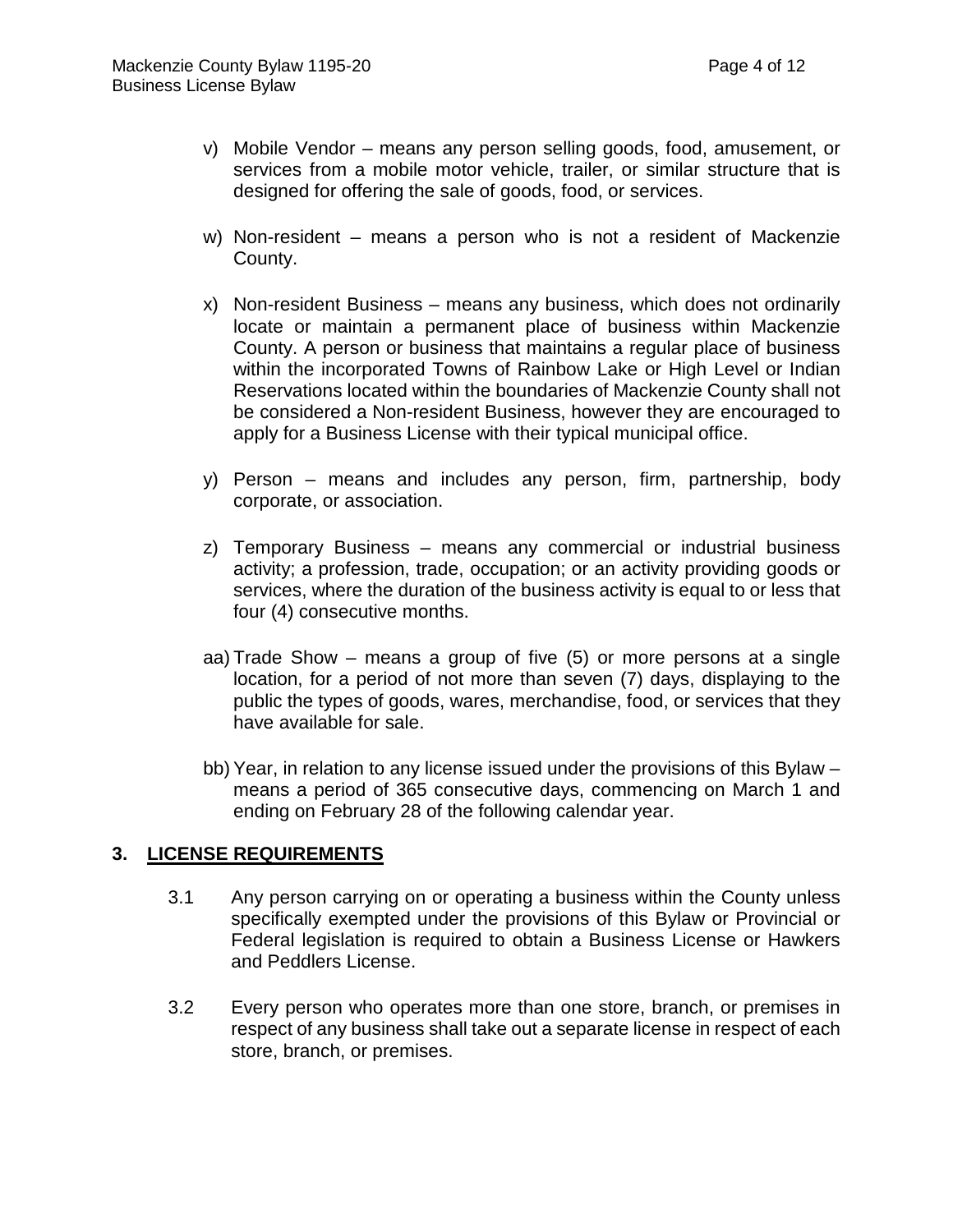v) Mobile Vendor – means any person selling goods, food, amusement, or services from a mobile motor vehicle, trailer, or similar structure that is designed for offering the sale of goods, food, or services.

w) Non-resident – means a person who is not a resident of Mackenzie County.

x) Non-resident Business – means any business, which does not ordinarily locate or maintain a permanent place of business within Mackenzie County. A person or business that maintains a regular place of business within the incorporated Towns of Rainbow Lake or High Level or Indian Reservations located within the boundaries of Mackenzie County shall not be considered a Non-resident Business, however they are encouraged to apply for a Business License with their typical municipal office.

y) Person – means and includes any person, firm, partnership, body corporate, or association.

z) Temporary Business – means any commercial or industrial business activity; a profession, trade, occupation; or an activity providing goods or services, where the duration of the business activity is equal to or less that four (4) consecutive months.

aa) Trade Show – means a group of five (5) or more persons at a single location, for a period of not more than seven (7) days, displaying to the public the types of goods, wares, merchandise, food, or services that they have available for sale.

bb) Year, in relation to any license issued under the provisions of this Bylaw – means a period of 365 consecutive days, commencing on March 1 and ending on February 28 of the following calendar year.

## 3. LICENSE REQUIREMENTS

3.1 Any person carrying on or operating a business within the County unless specifically exempted under the provisions of this Bylaw or Provincial or Federal legislation is required to obtain a Business License or Hawkers and Peddlers License.

3.2 Every person who operates more than one store, branch, or premises in respect of any business shall take out a separate license in respect of each store, branch, or premises.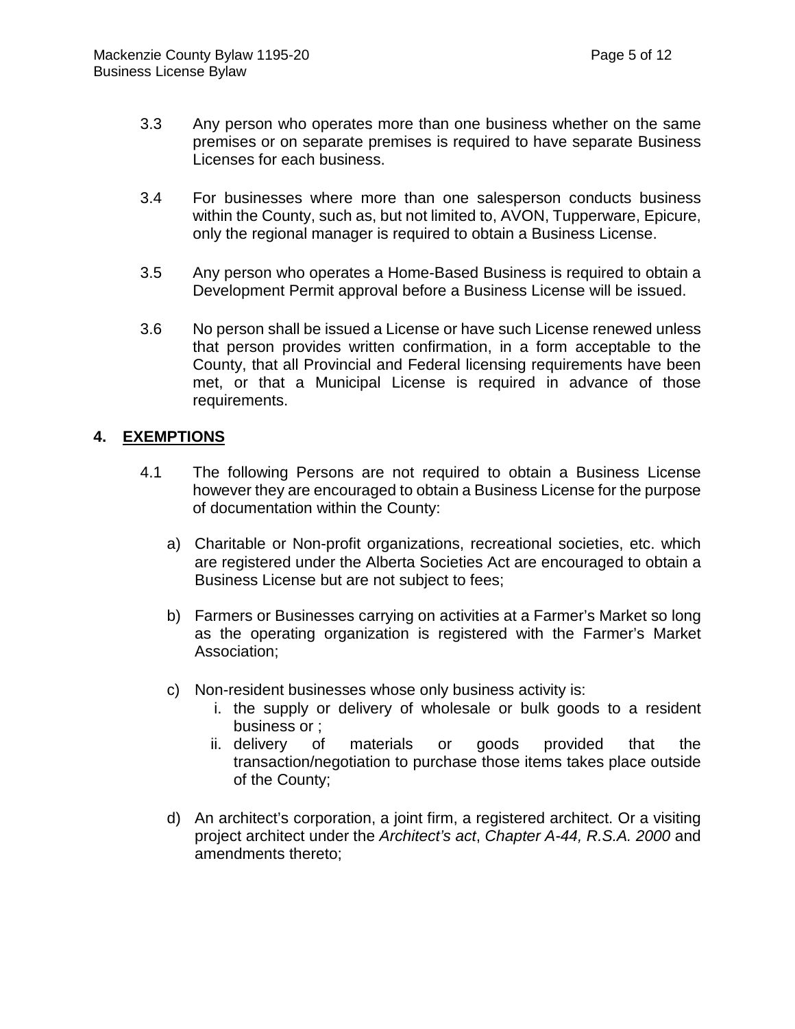3.3 Any person who operates more than one business whether on the same premises or on separate premises is required to have separate Business Licenses for each business.

3.4 For businesses where more than one salesperson conducts business within the County, such as, but not limited to, AVON, Tupperware, Epicure, only the regional manager is required to obtain a Business License.

3.5 Any person who operates a Home-Based Business is required to obtain a Development Permit approval before a Business License will be issued.

3.6 No person shall be issued a License or have such License renewed unless that person provides written confirmation, in a form acceptable to the County, that all Provincial and Federal licensing requirements have been met, or that a Municipal License is required in advance of those requirements.

## 4. EXEMPTIONS

4.1 The following Persons are not required to obtain a Business License however they are encouraged to obtain a Business License for the purpose of documentation within the County:

a) Charitable or Non-profit organizations, recreational societies, etc. which are registered under the Alberta Societies Act are encouraged to obtain a Business License but are not subject to fees;

b) Farmers or Businesses carrying on activities at a Farmer's Market so long as the operating organization is registered with the Farmer's Market Association;

c) Non-resident businesses whose only business activity is:

   i. the supply or delivery of wholesale or bulk goods to a resident business or ;

   ii. delivery of materials or goods provided that the transaction/negotiation to purchase those items takes place outside of the County;

d) An architect's corporation, a joint firm, a registered architect. Or a visiting project architect under the *Architect's act*, *Chapter A-44, R.S.A. 2000* and amendments thereto;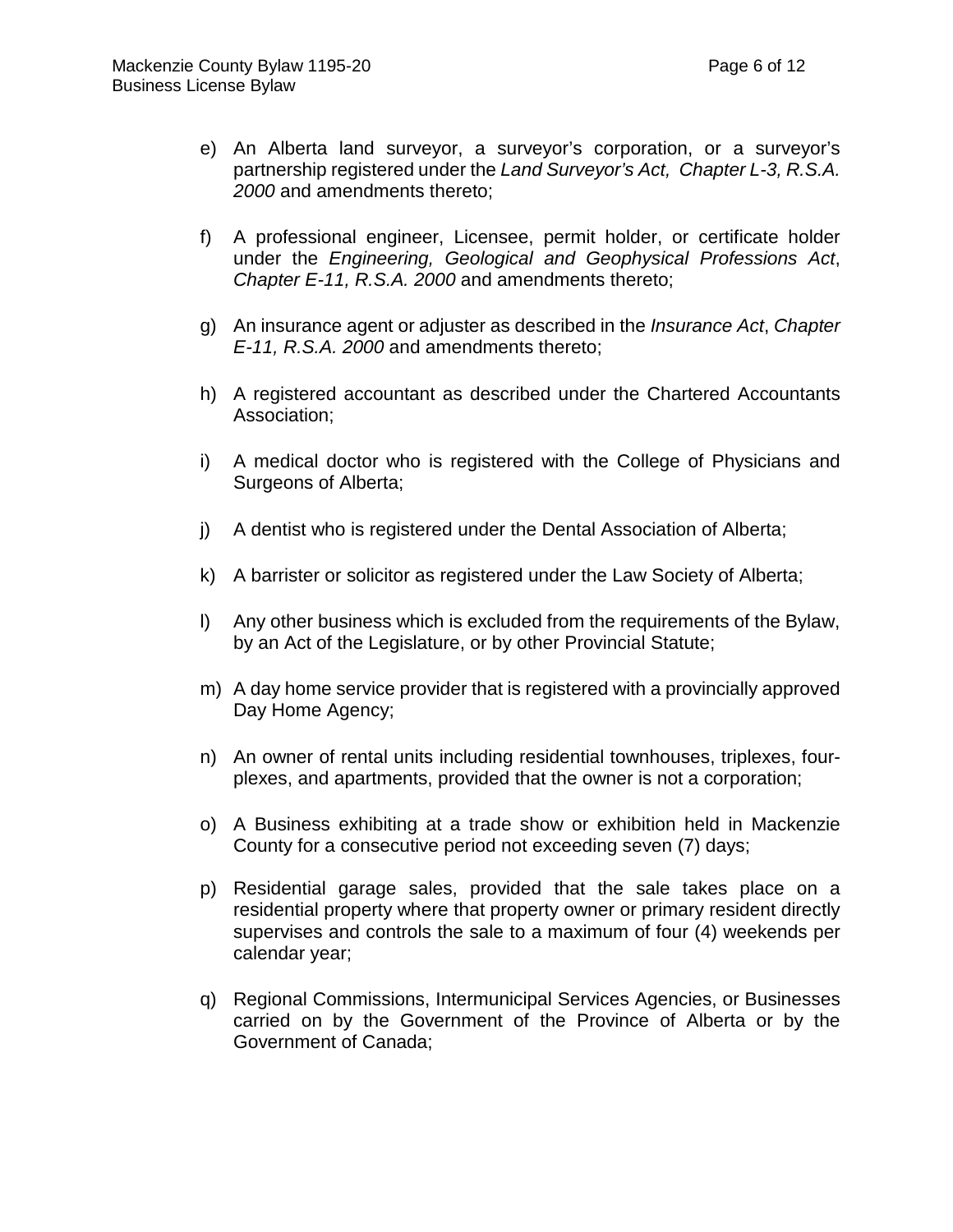e) An Alberta land surveyor, a surveyor's corporation, or a surveyor's partnership registered under the *Land Surveyor's Act, Chapter L-3, R.S.A. 2000* and amendments thereto;

f) A professional engineer, Licensee, permit holder, or certificate holder under the *Engineering, Geological and Geophysical Professions Act*, *Chapter E-11, R.S.A. 2000* and amendments thereto;

g) An insurance agent or adjuster as described in the *Insurance Act*, *Chapter E-11, R.S.A. 2000* and amendments thereto;

h) A registered accountant as described under the Chartered Accountants Association;

i) A medical doctor who is registered with the College of Physicians and Surgeons of Alberta;

j) A dentist who is registered under the Dental Association of Alberta;

k) A barrister or solicitor as registered under the Law Society of Alberta;

l) Any other business which is excluded from the requirements of the Bylaw, by an Act of the Legislature, or by other Provincial Statute;

m) A day home service provider that is registered with a provincially approved Day Home Agency;

n) An owner of rental units including residential townhouses, triplexes, four-plexes, and apartments, provided that the owner is not a corporation;

o) A Business exhibiting at a trade show or exhibition held in Mackenzie County for a consecutive period not exceeding seven (7) days;

p) Residential garage sales, provided that the sale takes place on a residential property where that property owner or primary resident directly supervises and controls the sale to a maximum of four (4) weekends per calendar year;

q) Regional Commissions, Intermunicipal Services Agencies, or Businesses carried on by the Government of the Province of Alberta or by the Government of Canada;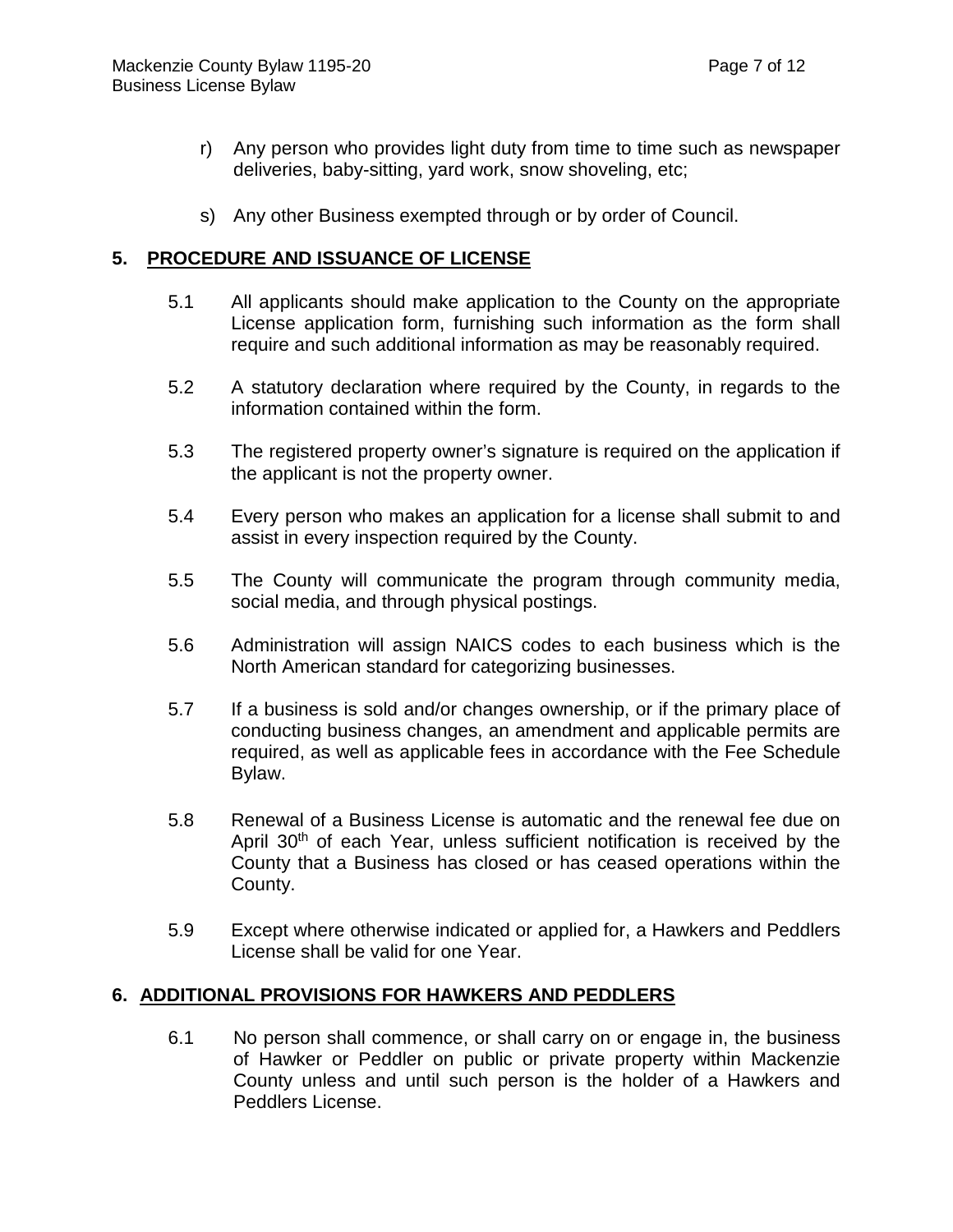r) Any person who provides light duty from time to time such as newspaper deliveries, baby-sitting, yard work, snow shoveling, etc;

s) Any other Business exempted through or by order of Council.

## 5. PROCEDURE AND ISSUANCE OF LICENSE

5.1 All applicants should make application to the County on the appropriate License application form, furnishing such information as the form shall require and such additional information as may be reasonably required.

5.2 A statutory declaration where required by the County, in regards to the information contained within the form.

5.3 The registered property owner's signature is required on the application if the applicant is not the property owner.

5.4 Every person who makes an application for a license shall submit to and assist in every inspection required by the County.

5.5 The County will communicate the program through community media, social media, and through physical postings.

5.6 Administration will assign NAICS codes to each business which is the North American standard for categorizing businesses.

5.7 If a business is sold and/or changes ownership, or if the primary place of conducting business changes, an amendment and applicable permits are required, as well as applicable fees in accordance with the Fee Schedule Bylaw.

5.8 Renewal of a Business License is automatic and the renewal fee due on April 30th of each Year, unless sufficient notification is received by the County that a Business has closed or has ceased operations within the County.

5.9 Except where otherwise indicated or applied for, a Hawkers and Peddlers License shall be valid for one Year.

## 6. ADDITIONAL PROVISIONS FOR HAWKERS AND PEDDLERS

6.1 No person shall commence, or shall carry on or engage in, the business of Hawker or Peddler on public or private property within Mackenzie County unless and until such person is the holder of a Hawkers and Peddlers License.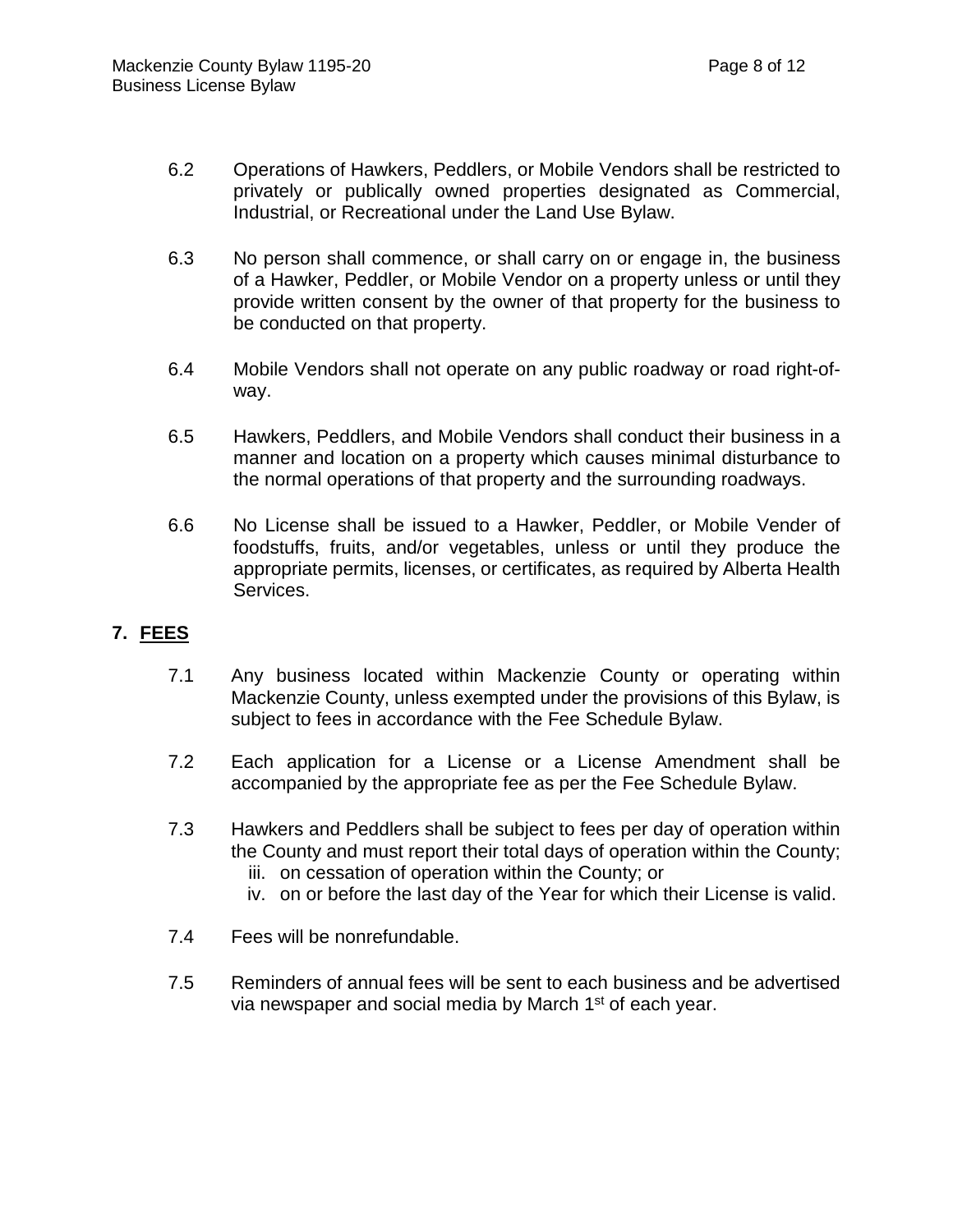6.2 Operations of Hawkers, Peddlers, or Mobile Vendors shall be restricted to privately or publically owned properties designated as Commercial, Industrial, or Recreational under the Land Use Bylaw.

6.3 No person shall commence, or shall carry on or engage in, the business of a Hawker, Peddler, or Mobile Vendor on a property unless or until they provide written consent by the owner of that property for the business to be conducted on that property.

6.4 Mobile Vendors shall not operate on any public roadway or road right-of-way.

6.5 Hawkers, Peddlers, and Mobile Vendors shall conduct their business in a manner and location on a property which causes minimal disturbance to the normal operations of that property and the surrounding roadways.

6.6 No License shall be issued to a Hawker, Peddler, or Mobile Vender of foodstuffs, fruits, and/or vegetables, unless or until they produce the appropriate permits, licenses, or certificates, as required by Alberta Health Services.

## 7. FEES

7.1 Any business located within Mackenzie County or operating within Mackenzie County, unless exempted under the provisions of this Bylaw, is subject to fees in accordance with the Fee Schedule Bylaw.

7.2 Each application for a License or a License Amendment shall be accompanied by the appropriate fee as per the Fee Schedule Bylaw.

7.3 Hawkers and Peddlers shall be subject to fees per day of operation within the County and must report their total days of operation within the County;

   iii. on cessation of operation within the County; or
   iv. on or before the last day of the Year for which their License is valid.

7.4 Fees will be nonrefundable.

7.5 Reminders of annual fees will be sent to each business and be advertised via newspaper and social media by March 1st of each year.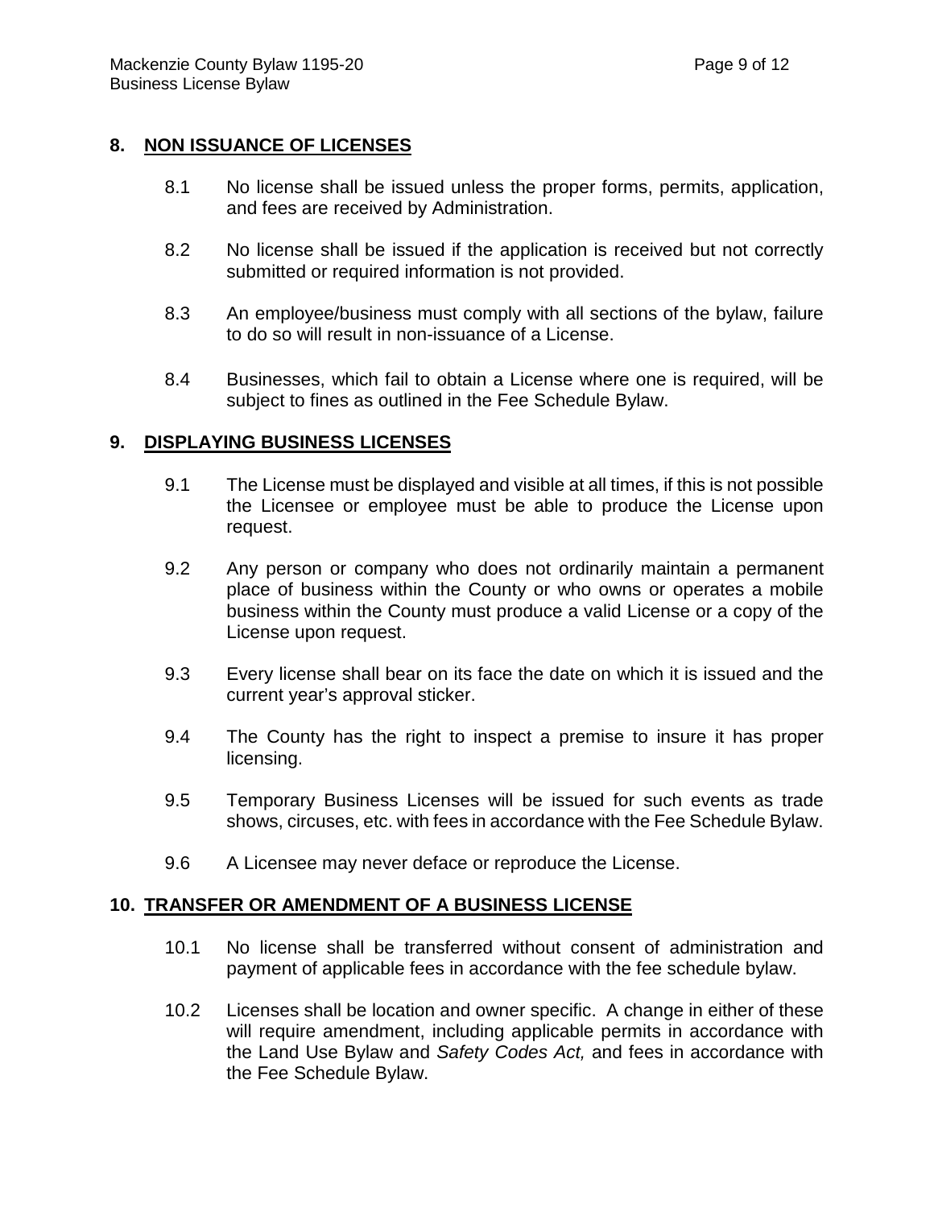## 8. NON ISSUANCE OF LICENSES

8.1 No license shall be issued unless the proper forms, permits, application, and fees are received by Administration.

8.2 No license shall be issued if the application is received but not correctly submitted or required information is not provided.

8.3 An employee/business must comply with all sections of the bylaw, failure to do so will result in non-issuance of a License.

8.4 Businesses, which fail to obtain a License where one is required, will be subject to fines as outlined in the Fee Schedule Bylaw.

## 9. DISPLAYING BUSINESS LICENSES

9.1 The License must be displayed and visible at all times, if this is not possible the Licensee or employee must be able to produce the License upon request.

9.2 Any person or company who does not ordinarily maintain a permanent place of business within the County or who owns or operates a mobile business within the County must produce a valid License or a copy of the License upon request.

9.3 Every license shall bear on its face the date on which it is issued and the current year's approval sticker.

9.4 The County has the right to inspect a premise to insure it has proper licensing.

9.5 Temporary Business Licenses will be issued for such events as trade shows, circuses, etc. with fees in accordance with the Fee Schedule Bylaw.

9.6 A Licensee may never deface or reproduce the License.

## 10. TRANSFER OR AMENDMENT OF A BUSINESS LICENSE

10.1 No license shall be transferred without consent of administration and payment of applicable fees in accordance with the fee schedule bylaw.

10.2 Licenses shall be location and owner specific. A change in either of these will require amendment, including applicable permits in accordance with the Land Use Bylaw and *Safety Codes Act,* and fees in accordance with the Fee Schedule Bylaw.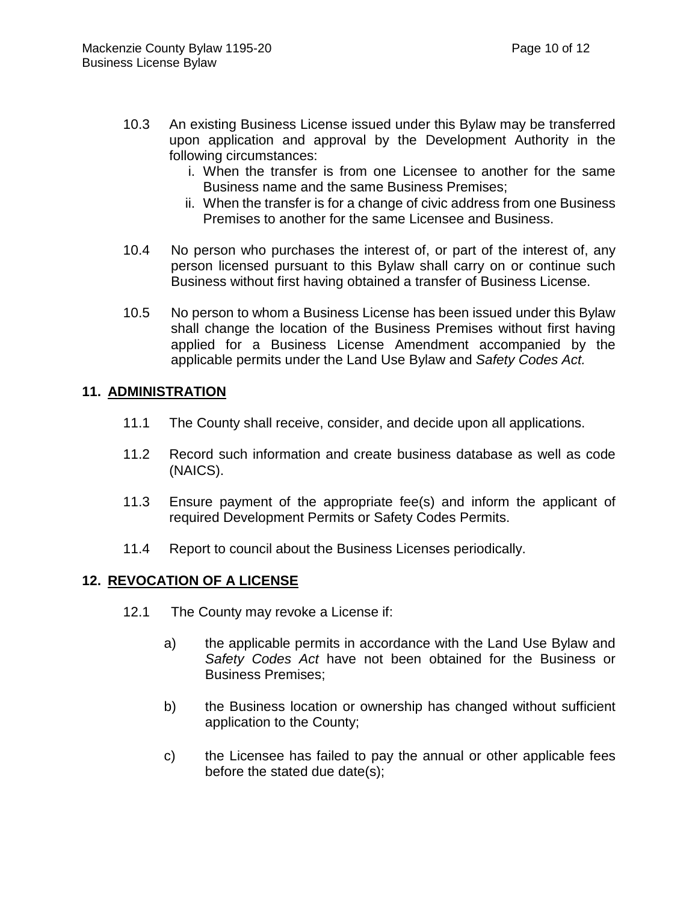10.3 An existing Business License issued under this Bylaw may be transferred upon application and approval by the Development Authority in the following circumstances:

   i. When the transfer is from one Licensee to another for the same Business name and the same Business Premises;
   ii. When the transfer is for a change of civic address from one Business Premises to another for the same Licensee and Business.

10.4 No person who purchases the interest of, or part of the interest of, any person licensed pursuant to this Bylaw shall carry on or continue such Business without first having obtained a transfer of Business License.

10.5 No person to whom a Business License has been issued under this Bylaw shall change the location of the Business Premises without first having applied for a Business License Amendment accompanied by the applicable permits under the Land Use Bylaw and *Safety Codes Act.*

## 11. ADMINISTRATION

11.1 The County shall receive, consider, and decide upon all applications.

11.2 Record such information and create business database as well as code (NAICS).

11.3 Ensure payment of the appropriate fee(s) and inform the applicant of required Development Permits or Safety Codes Permits.

11.4 Report to council about the Business Licenses periodically.

## 12. REVOCATION OF A LICENSE

12.1 The County may revoke a License if:

   a) the applicable permits in accordance with the Land Use Bylaw and *Safety Codes Act* have not been obtained for the Business or Business Premises;

   b) the Business location or ownership has changed without sufficient application to the County;

   c) the Licensee has failed to pay the annual or other applicable fees before the stated due date(s);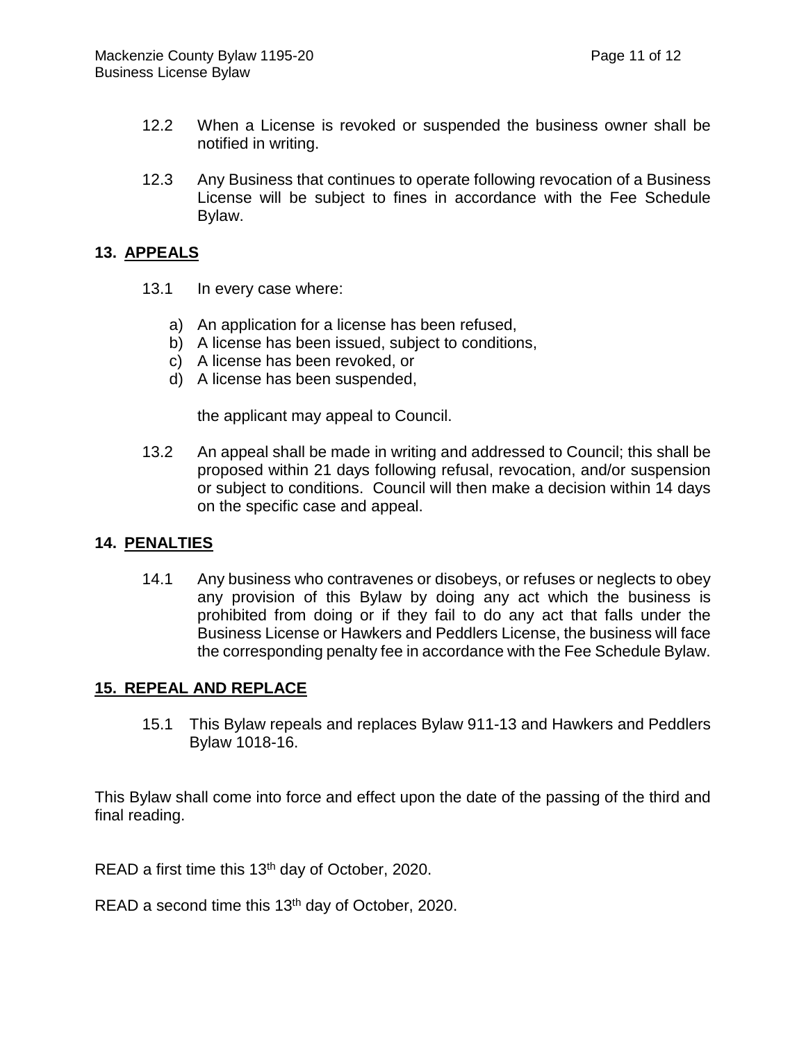12.2 When a License is revoked or suspended the business owner shall be notified in writing.

12.3 Any Business that continues to operate following revocation of a Business License will be subject to fines in accordance with the Fee Schedule Bylaw.

## 13. APPEALS

13.1 In every case where:

a) An application for a license has been refused,
b) A license has been issued, subject to conditions,
c) A license has been revoked, or
d) A license has been suspended,

the applicant may appeal to Council.

13.2 An appeal shall be made in writing and addressed to Council; this shall be proposed within 21 days following refusal, revocation, and/or suspension or subject to conditions. Council will then make a decision within 14 days on the specific case and appeal.

## 14. PENALTIES

14.1 Any business who contravenes or disobeys, or refuses or neglects to obey any provision of this Bylaw by doing any act which the business is prohibited from doing or if they fail to do any act that falls under the Business License or Hawkers and Peddlers License, the business will face the corresponding penalty fee in accordance with the Fee Schedule Bylaw.

## 15. REPEAL AND REPLACE

15.1 This Bylaw repeals and replaces Bylaw 911-13 and Hawkers and Peddlers Bylaw 1018-16.

This Bylaw shall come into force and effect upon the date of the passing of the third and final reading.

READ a first time this 13th day of October, 2020.

READ a second time this 13th day of October, 2020.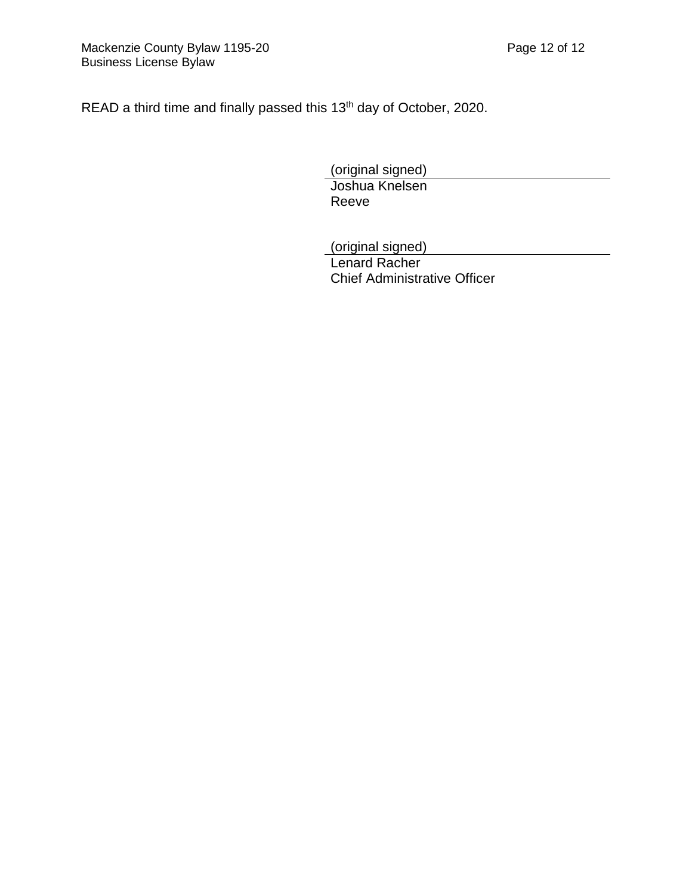READ a third time and finally passed this 13th day of October, 2020.

(original signed)
Joshua Knelsen
Reeve

(original signed)
Lenard Racher
Chief Administrative Officer